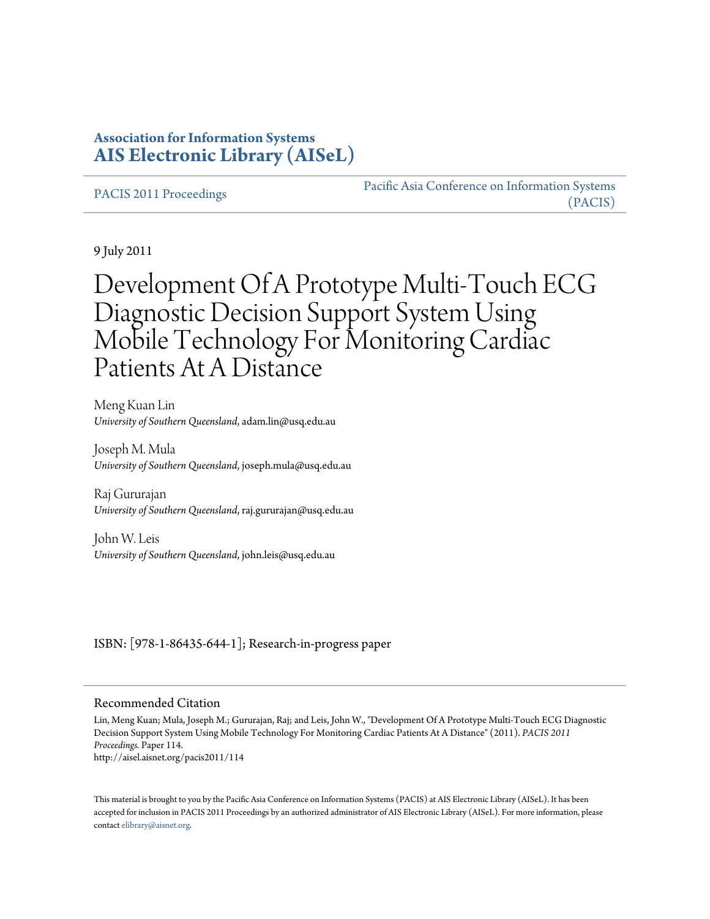**Association for Information Systems**
**AIS Electronic Library (AISeL)**

PACIS 2011 Proceedings | Pacific Asia Conference on Information Systems (PACIS)

9 July 2011

# Development Of A Prototype Multi-Touch ECG Diagnostic Decision Support System Using Mobile Technology For Monitoring Cardiac Patients At A Distance

Meng Kuan Lin
*University of Southern Queensland*, adam.lin@usq.edu.au

Joseph M. Mula
*University of Southern Queensland*, joseph.mula@usq.edu.au

Raj Gururajan
*University of Southern Queensland*, raj.gururajan@usq.edu.au

John W. Leis
*University of Southern Queensland*, john.leis@usq.edu.au

ISBN: [978-1-86435-644-1]; Research-in-progress paper

## Recommended Citation

Lin, Meng Kuan; Mula, Joseph M.; Gururajan, Raj; and Leis, John W., "Development Of A Prototype Multi-Touch ECG Diagnostic Decision Support System Using Mobile Technology For Monitoring Cardiac Patients At A Distance" (2011). *PACIS 2011 Proceedings.* Paper 114.
http://aisel.aisnet.org/pacis2011/114

This material is brought to you by the Pacific Asia Conference on Information Systems (PACIS) at AIS Electronic Library (AISeL). It has been accepted for inclusion in PACIS 2011 Proceedings by an authorized administrator of AIS Electronic Library (AISeL). For more information, please contact elibrary@aisnet.org.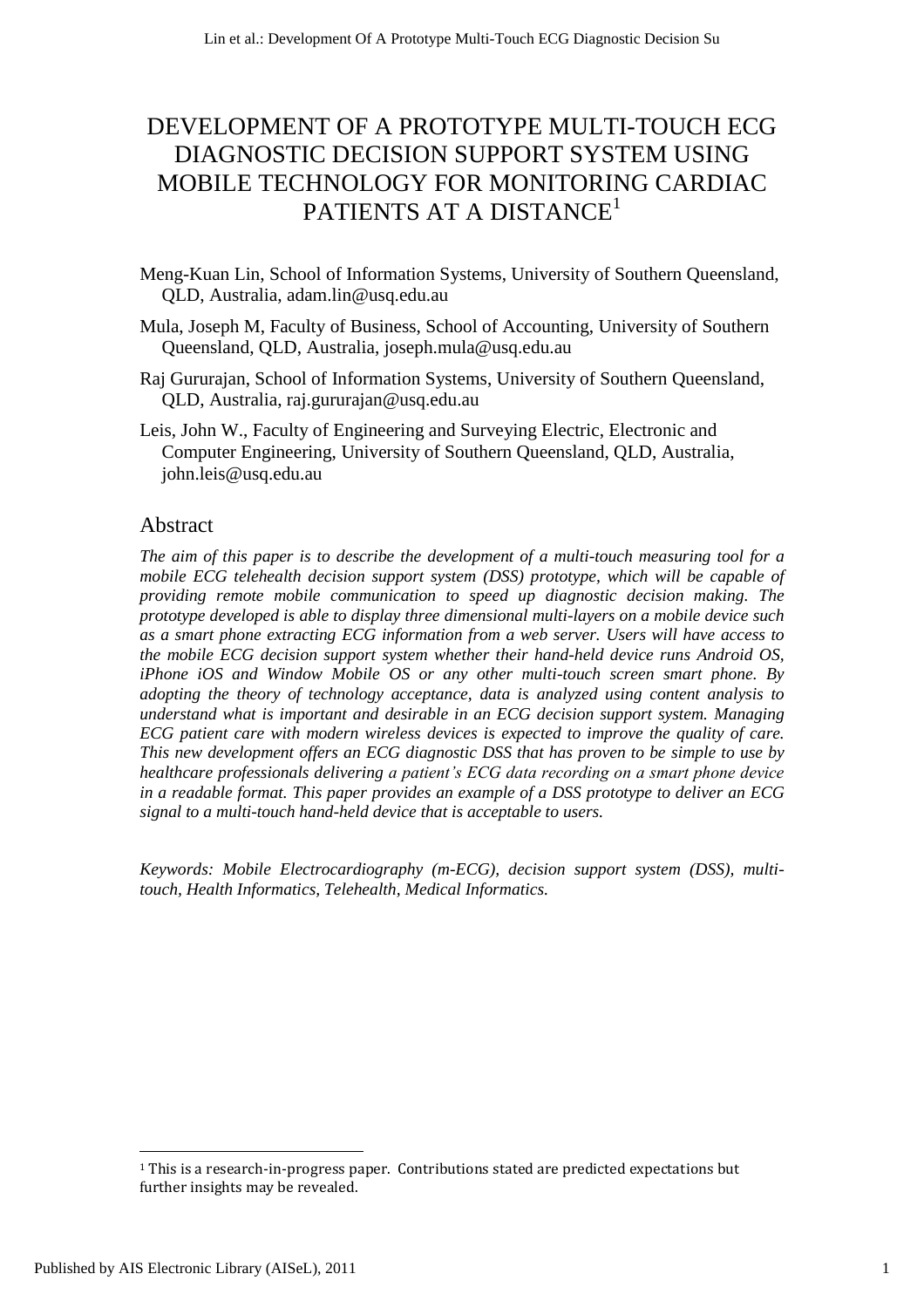# DEVELOPMENT OF A PROTOTYPE MULTI-TOUCH ECG DIAGNOSTIC DECISION SUPPORT SYSTEM USING MOBILE TECHNOLOGY FOR MONITORING CARDIAC PATIENTS AT A DISTANCE[1]

Meng-Kuan Lin, School of Information Systems, University of Southern Queensland, QLD, Australia, adam.lin@usq.edu.au

Mula, Joseph M, Faculty of Business, School of Accounting, University of Southern Queensland, QLD, Australia, joseph.mula@usq.edu.au

Raj Gururajan, School of Information Systems, University of Southern Queensland, QLD, Australia, raj.gururajan@usq.edu.au

Leis, John W., Faculty of Engineering and Surveying Electric, Electronic and Computer Engineering, University of Southern Queensland, QLD, Australia, john.leis@usq.edu.au

## Abstract

*The aim of this paper is to describe the development of a multi-touch measuring tool for a mobile ECG telehealth decision support system (DSS) prototype, which will be capable of providing remote mobile communication to speed up diagnostic decision making. The prototype developed is able to display three dimensional multi-layers on a mobile device such as a smart phone extracting ECG information from a web server. Users will have access to the mobile ECG decision support system whether their hand-held device runs Android OS, iPhone iOS and Window Mobile OS or any other multi-touch screen smart phone. By adopting the theory of technology acceptance, data is analyzed using content analysis to understand what is important and desirable in an ECG decision support system. Managing ECG patient care with modern wireless devices is expected to improve the quality of care. This new development offers an ECG diagnostic DSS that has proven to be simple to use by healthcare professionals delivering a patient's ECG data recording on a smart phone device in a readable format. This paper provides an example of a DSS prototype to deliver an ECG signal to a multi-touch hand-held device that is acceptable to users.*

*Keywords: Mobile Electrocardiography (m-ECG), decision support system (DSS), multi-touch, Health Informatics, Telehealth, Medical Informatics.*

[1] This is a research-in-progress paper. Contributions stated are predicted expectations but further insights may be revealed.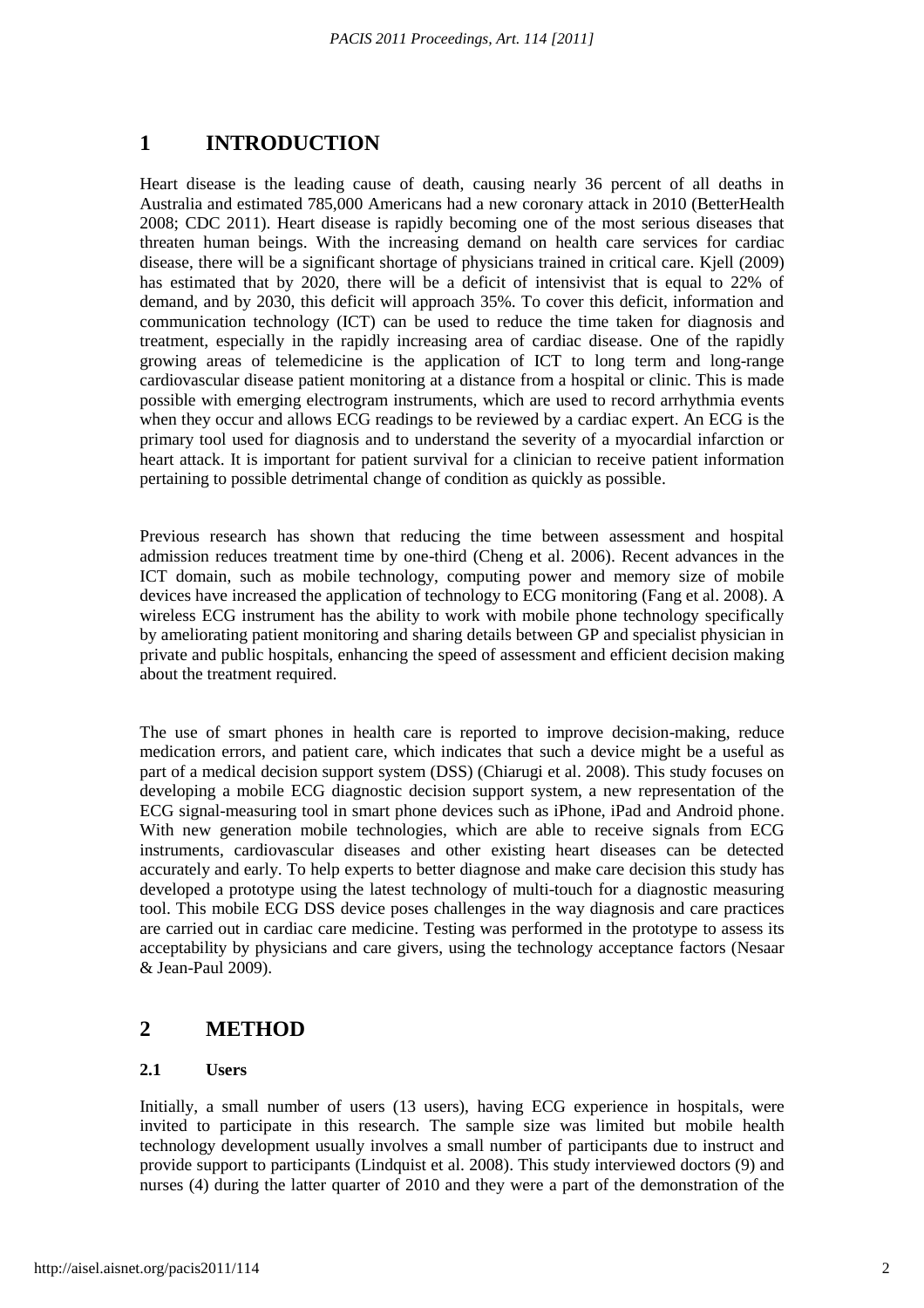# 1 INTRODUCTION

Heart disease is the leading cause of death, causing nearly 36 percent of all deaths in Australia and estimated 785,000 Americans had a new coronary attack in 2010 (BetterHealth 2008; CDC 2011). Heart disease is rapidly becoming one of the most serious diseases that threaten human beings. With the increasing demand on health care services for cardiac disease, there will be a significant shortage of physicians trained in critical care. Kjell (2009) has estimated that by 2020, there will be a deficit of intensivist that is equal to 22% of demand, and by 2030, this deficit will approach 35%. To cover this deficit, information and communication technology (ICT) can be used to reduce the time taken for diagnosis and treatment, especially in the rapidly increasing area of cardiac disease. One of the rapidly growing areas of telemedicine is the application of ICT to long term and long-range cardiovascular disease patient monitoring at a distance from a hospital or clinic. This is made possible with emerging electrogram instruments, which are used to record arrhythmia events when they occur and allows ECG readings to be reviewed by a cardiac expert. An ECG is the primary tool used for diagnosis and to understand the severity of a myocardial infarction or heart attack. It is important for patient survival for a clinician to receive patient information pertaining to possible detrimental change of condition as quickly as possible.

Previous research has shown that reducing the time between assessment and hospital admission reduces treatment time by one-third (Cheng et al. 2006). Recent advances in the ICT domain, such as mobile technology, computing power and memory size of mobile devices have increased the application of technology to ECG monitoring (Fang et al. 2008). A wireless ECG instrument has the ability to work with mobile phone technology specifically by ameliorating patient monitoring and sharing details between GP and specialist physician in private and public hospitals, enhancing the speed of assessment and efficient decision making about the treatment required.

The use of smart phones in health care is reported to improve decision-making, reduce medication errors, and patient care, which indicates that such a device might be a useful as part of a medical decision support system (DSS) (Chiarugi et al. 2008). This study focuses on developing a mobile ECG diagnostic decision support system, a new representation of the ECG signal-measuring tool in smart phone devices such as iPhone, iPad and Android phone. With new generation mobile technologies, which are able to receive signals from ECG instruments, cardiovascular diseases and other existing heart diseases can be detected accurately and early. To help experts to better diagnose and make care decision this study has developed a prototype using the latest technology of multi-touch for a diagnostic measuring tool. This mobile ECG DSS device poses challenges in the way diagnosis and care practices are carried out in cardiac care medicine. Testing was performed in the prototype to assess its acceptability by physicians and care givers, using the technology acceptance factors (Nesaar & Jean-Paul 2009).

# 2 METHOD

## 2.1 Users

Initially, a small number of users (13 users), having ECG experience in hospitals, were invited to participate in this research. The sample size was limited but mobile health technology development usually involves a small number of participants due to instruct and provide support to participants (Lindquist et al. 2008). This study interviewed doctors (9) and nurses (4) during the latter quarter of 2010 and they were a part of the demonstration of the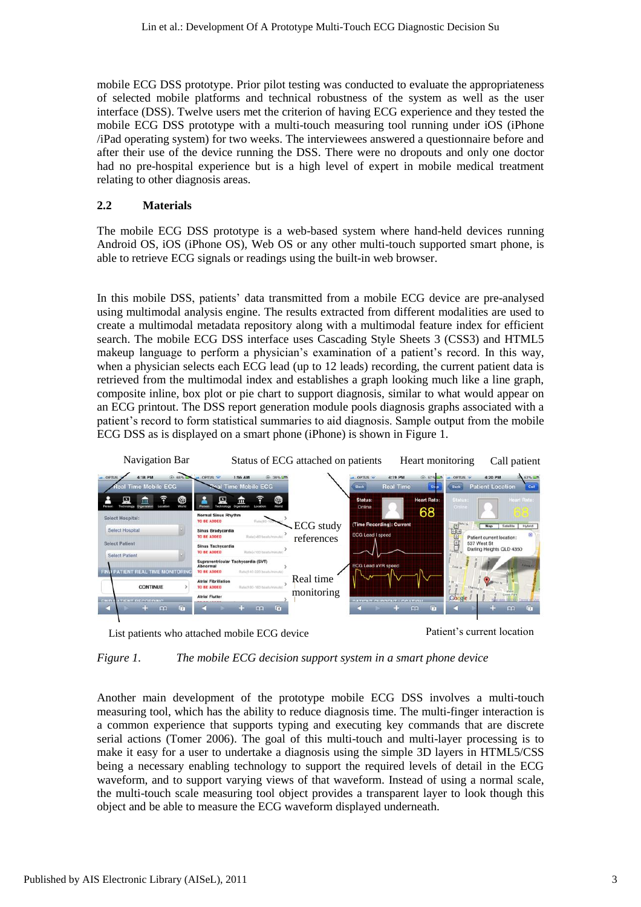mobile ECG DSS prototype. Prior pilot testing was conducted to evaluate the appropriateness of selected mobile platforms and technical robustness of the system as well as the user interface (DSS). Twelve users met the criterion of having ECG experience and they tested the mobile ECG DSS prototype with a multi-touch measuring tool running under iOS (iPhone /iPad operating system) for two weeks. The interviewees answered a questionnaire before and after their use of the device running the DSS. There were no dropouts and only one doctor had no pre-hospital experience but is a high level of expert in mobile medical treatment relating to other diagnosis areas.

## 2.2 Materials

The mobile ECG DSS prototype is a web-based system where hand-held devices running Android OS, iOS (iPhone OS), Web OS or any other multi-touch supported smart phone, is able to retrieve ECG signals or readings using the built-in web browser.

In this mobile DSS, patients' data transmitted from a mobile ECG device are pre-analysed using multimodal analysis engine. The results extracted from different modalities are used to create a multimodal metadata repository along with a multimodal feature index for efficient search. The mobile ECG DSS interface uses Cascading Style Sheets 3 (CSS3) and HTML5 makeup language to perform a physician's examination of a patient's record. In this way, when a physician selects each ECG lead (up to 12 leads) recording, the current patient data is retrieved from the multimodal index and establishes a graph looking much like a line graph, composite inline, box plot or pie chart to support diagnosis, similar to what would appear on an ECG printout. The DSS report generation module pools diagnosis graphs associated with a patient's record to form statistical summaries to aid diagnosis. Sample output from the mobile ECG DSS as is displayed on a smart phone (iPhone) is shown in Figure 1.

Navigation Bar — Status of ECG attached on patients — Heart monitoring — Call patient — ECG study references — Real time monitoring — List patients who attached mobile ECG device — Patient's current location

*Figure 1. The mobile ECG decision support system in a smart phone device*

Another main development of the prototype mobile ECG DSS involves a multi-touch measuring tool, which has the ability to reduce diagnosis time. The multi-finger interaction is a common experience that supports typing and executing key commands that are discrete serial actions (Tomer 2006). The goal of this multi-touch and multi-layer processing is to make it easy for a user to undertake a diagnosis using the simple 3D layers in HTML5/CSS being a necessary enabling technology to support the required levels of detail in the ECG waveform, and to support varying views of that waveform. Instead of using a normal scale, the multi-touch scale measuring tool object provides a transparent layer to look though this object and be able to measure the ECG waveform displayed underneath.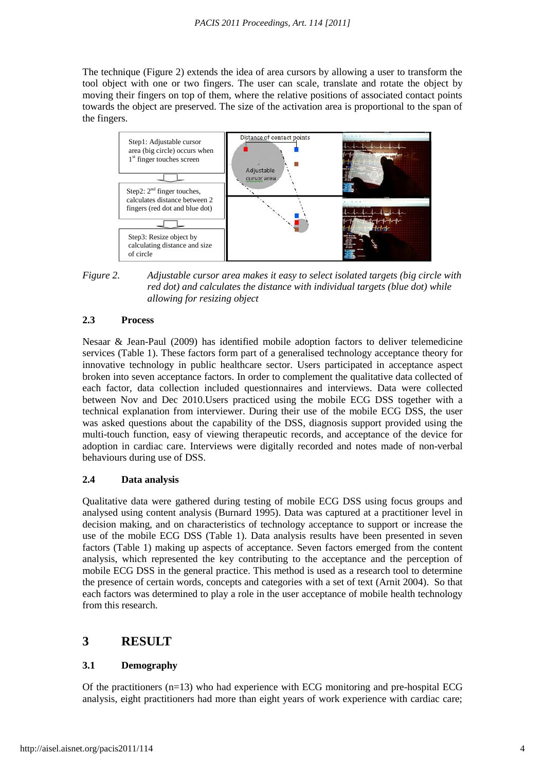The technique (Figure 2) extends the idea of area cursors by allowing a user to transform the tool object with one or two fingers. The user can scale, translate and rotate the object by moving their fingers on top of them, where the relative positions of associated contact points towards the object are preserved. The size of the activation area is proportional to the span of the fingers.

Step1: Adjustable cursor area (big circle) occurs when 1st finger touches screen

Step2: 2nd finger touches, calculates distance between 2 fingers (red dot and blue dot)

Step3: Resize object by calculating distance and size of circle

*Figure 2. Adjustable cursor area makes it easy to select isolated targets (big circle with red dot) and calculates the distance with individual targets (blue dot) while allowing for resizing object*

### 2.3 Process

Nesaar & Jean-Paul (2009) has identified mobile adoption factors to deliver telemedicine services (Table 1). These factors form part of a generalised technology acceptance theory for innovative technology in public healthcare sector. Users participated in acceptance aspect broken into seven acceptance factors. In order to complement the qualitative data collected of each factor, data collection included questionnaires and interviews. Data were collected between Nov and Dec 2010.Users practiced using the mobile ECG DSS together with a technical explanation from interviewer. During their use of the mobile ECG DSS, the user was asked questions about the capability of the DSS, diagnosis support provided using the multi-touch function, easy of viewing therapeutic records, and acceptance of the device for adoption in cardiac care. Interviews were digitally recorded and notes made of non-verbal behaviours during use of DSS.

### 2.4 Data analysis

Qualitative data were gathered during testing of mobile ECG DSS using focus groups and analysed using content analysis (Burnard 1995). Data was captured at a practitioner level in decision making, and on characteristics of technology acceptance to support or increase the use of the mobile ECG DSS (Table 1). Data analysis results have been presented in seven factors (Table 1) making up aspects of acceptance. Seven factors emerged from the content analysis, which represented the key contributing to the acceptance and the perception of mobile ECG DSS in the general practice. This method is used as a research tool to determine the presence of certain words, concepts and categories with a set of text (Arnit 2004). So that each factors was determined to play a role in the user acceptance of mobile health technology from this research.

## 3 RESULT

### 3.1 Demography

Of the practitioners (n=13) who had experience with ECG monitoring and pre-hospital ECG analysis, eight practitioners had more than eight years of work experience with cardiac care;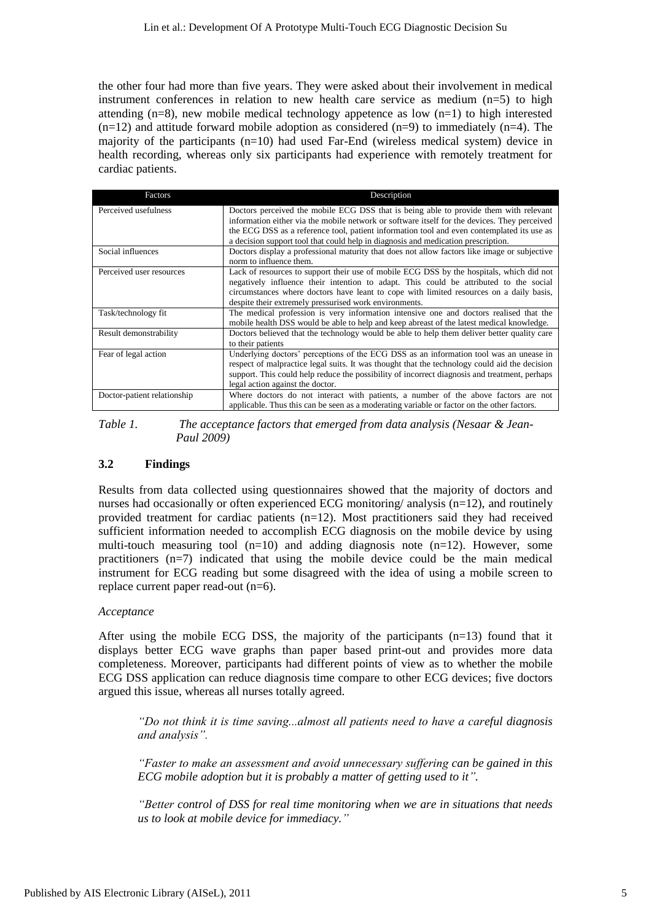the other four had more than five years. They were asked about their involvement in medical instrument conferences in relation to new health care service as medium (n=5) to high attending (n=8), new mobile medical technology appetence as low (n=1) to high interested (n=12) and attitude forward mobile adoption as considered (n=9) to immediately (n=4). The majority of the participants (n=10) had used Far-End (wireless medical system) device in health recording, whereas only six participants had experience with remotely treatment for cardiac patients.

| Factors | Description |
| --- | --- |
| Perceived usefulness | Doctors perceived the mobile ECG DSS that is being able to provide them with relevant information either via the mobile network or software itself for the devices. They perceived the ECG DSS as a reference tool, patient information tool and even contemplated its use as a decision support tool that could help in diagnosis and medication prescription. |
| Social influences | Doctors display a professional maturity that does not allow factors like image or subjective norm to influence them. |
| Perceived user resources | Lack of resources to support their use of mobile ECG DSS by the hospitals, which did not negatively influence their intention to adapt. This could be attributed to the social circumstances where doctors have leant to cope with limited resources on a daily basis, despite their extremely pressurised work environments. |
| Task/technology fit | The medical profession is very information intensive one and doctors realised that the mobile health DSS would be able to help and keep abreast of the latest medical knowledge. |
| Result demonstrability | Doctors believed that the technology would be able to help them deliver better quality care to their patients |
| Fear of legal action | Underlying doctors' perceptions of the ECG DSS as an information tool was an unease in respect of malpractice legal suits. It was thought that the technology could aid the decision support. This could help reduce the possibility of incorrect diagnosis and treatment, perhaps legal action against the doctor. |
| Doctor-patient relationship | Where doctors do not interact with patients, a number of the above factors are not applicable. Thus this can be seen as a moderating variable or factor on the other factors. |

*Table 1. The acceptance factors that emerged from data analysis (Nesaar & Jean-Paul 2009)*

### 3.2 Findings

Results from data collected using questionnaires showed that the majority of doctors and nurses had occasionally or often experienced ECG monitoring/ analysis (n=12), and routinely provided treatment for cardiac patients (n=12). Most practitioners said they had received sufficient information needed to accomplish ECG diagnosis on the mobile device by using multi-touch measuring tool (n=10) and adding diagnosis note (n=12). However, some practitioners (n=7) indicated that using the mobile device could be the main medical instrument for ECG reading but some disagreed with the idea of using a mobile screen to replace current paper read-out (n=6).

*Acceptance*

After using the mobile ECG DSS, the majority of the participants (n=13) found that it displays better ECG wave graphs than paper based print-out and provides more data completeness. Moreover, participants had different points of view as to whether the mobile ECG DSS application can reduce diagnosis time compare to other ECG devices; five doctors argued this issue, whereas all nurses totally agreed.

> *"Do not think it is time saving...almost all patients need to have a careful diagnosis and analysis".*
>
> *"Faster to make an assessment and avoid unnecessary suffering can be gained in this ECG mobile adoption but it is probably a matter of getting used to it".*
>
> *"Better control of DSS for real time monitoring when we are in situations that needs us to look at mobile device for immediacy."*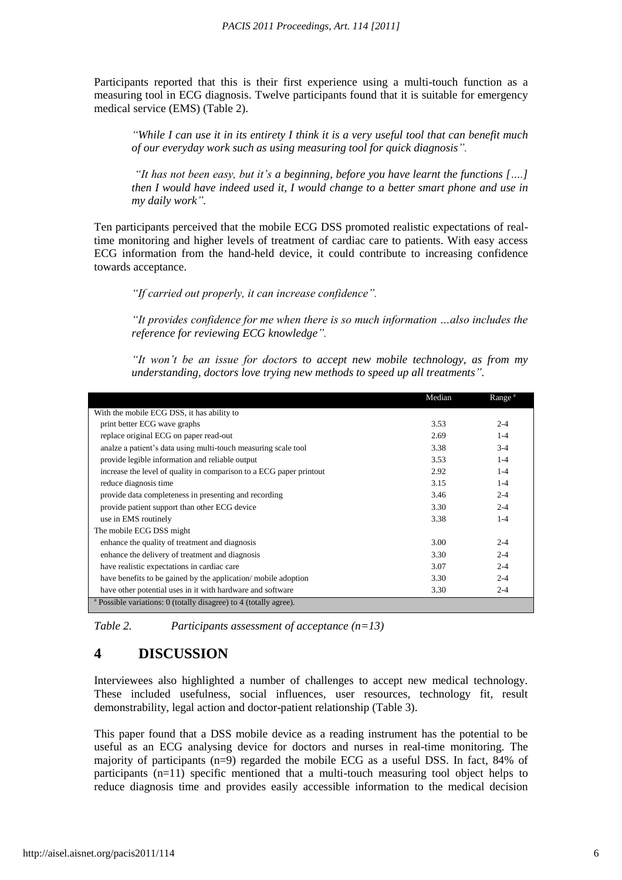Participants reported that this is their first experience using a multi-touch function as a measuring tool in ECG diagnosis. Twelve participants found that it is suitable for emergency medical service (EMS) (Table 2).

> *"While I can use it in its entirety I think it is a very useful tool that can benefit much of our everyday work such as using measuring tool for quick diagnosis".*

> *"It has not been easy, but it's a beginning, before you have learnt the functions [….] then I would have indeed used it, I would change to a better smart phone and use in my daily work".*

Ten participants perceived that the mobile ECG DSS promoted realistic expectations of real-time monitoring and higher levels of treatment of cardiac care to patients. With easy access ECG information from the hand-held device, it could contribute to increasing confidence towards acceptance.

> *"If carried out properly, it can increase confidence".*

> *"It provides confidence for me when there is so much information …also includes the reference for reviewing ECG knowledge".*

> *"It won't be an issue for doctors to accept new mobile technology, as from my understanding, doctors love trying new methods to speed up all treatments".*

| | Median | Range [a] |
|---|---|---|
| With the mobile ECG DSS, it has ability to | | |
| print better ECG wave graphs | 3.53 | 2-4 |
| replace original ECG on paper read-out | 2.69 | 1-4 |
| analze a patient's data using multi-touch measuring scale tool | 3.38 | 3-4 |
| provide legible information and reliable output | 3.53 | 1-4 |
| increase the level of quality in comparison to a ECG paper printout | 2.92 | 1-4 |
| reduce diagnosis time | 3.15 | 1-4 |
| provide data completeness in presenting and recording | 3.46 | 2-4 |
| provide patient support than other ECG device | 3.30 | 2-4 |
| use in EMS routinely | 3.38 | 1-4 |
| The mobile ECG DSS might | | |
| enhance the quality of treatment and diagnosis | 3.00 | 2-4 |
| enhance the delivery of treatment and diagnosis | 3.30 | 2-4 |
| have realistic expectations in cardiac care | 3.07 | 2-4 |
| have benefits to be gained by the application/ mobile adoption | 3.30 | 2-4 |
| have other potential uses in it with hardware and software | 3.30 | 2-4 |
| [a] Possible variations: 0 (totally disagree) to 4 (totally agree). | | |

*Table 2. Participants assessment of acceptance (n=13)*

# 4 DISCUSSION

Interviewees also highlighted a number of challenges to accept new medical technology. These included usefulness, social influences, user resources, technology fit, result demonstrability, legal action and doctor-patient relationship (Table 3).

This paper found that a DSS mobile device as a reading instrument has the potential to be useful as an ECG analysing device for doctors and nurses in real-time monitoring. The majority of participants (n=9) regarded the mobile ECG as a useful DSS. In fact, 84% of participants (n=11) specific mentioned that a multi-touch measuring tool object helps to reduce diagnosis time and provides easily accessible information to the medical decision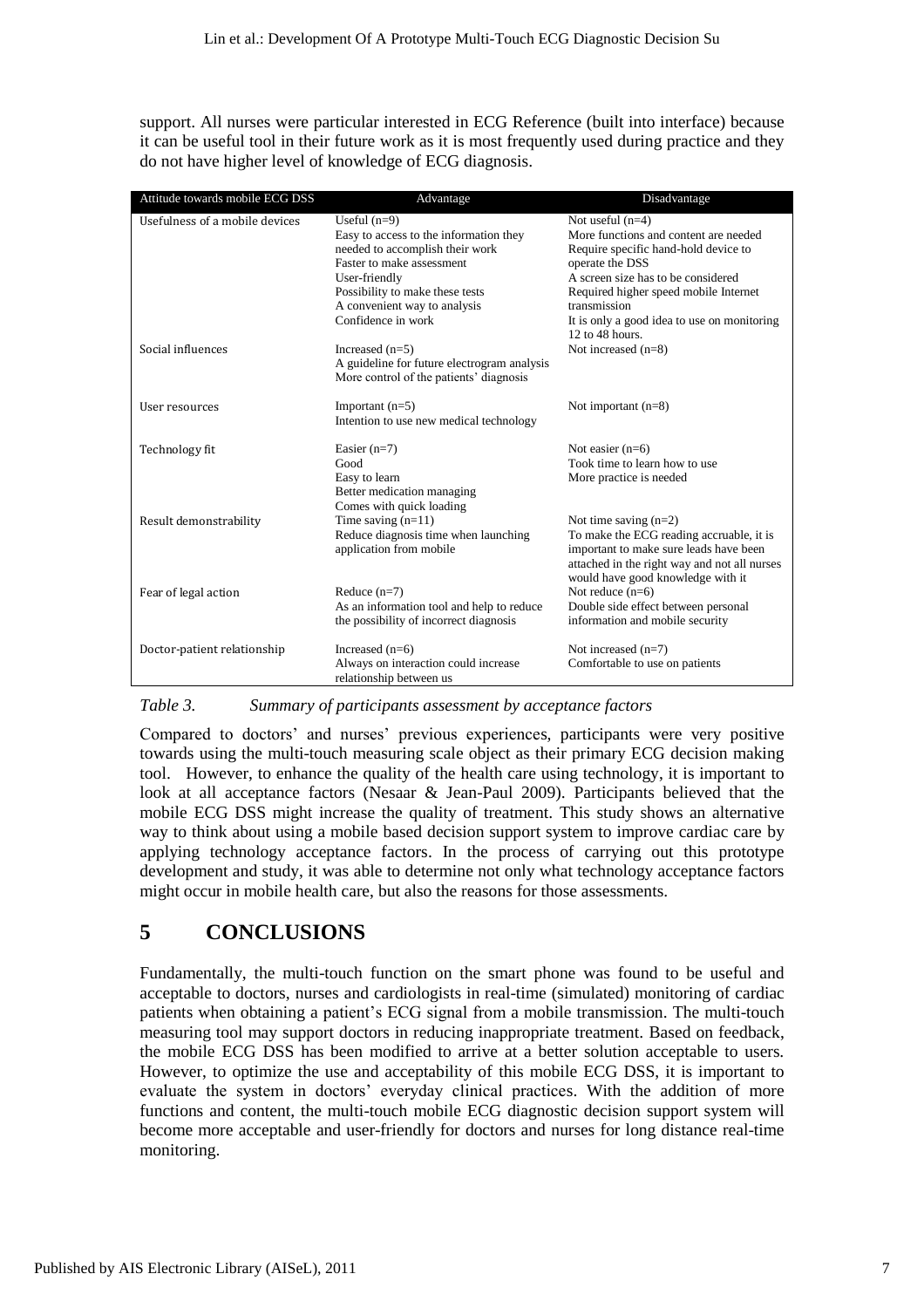support. All nurses were particular interested in ECG Reference (built into interface) because it can be useful tool in their future work as it is most frequently used during practice and they do not have higher level of knowledge of ECG diagnosis.

| Attitude towards mobile ECG DSS | Advantage | Disadvantage |
|---|---|---|
| Usefulness of a mobile devices | Useful (n=9)<br>Easy to access to the information they needed to accomplish their work<br>Faster to make assessment<br>User-friendly<br>Possibility to make these tests<br>A convenient way to analysis<br>Confidence in work | Not useful (n=4)<br>More functions and content are needed<br>Require specific hand-hold device to operate the DSS<br>A screen size has to be considered<br>Required higher speed mobile Internet transmission<br>It is only a good idea to use on monitoring 12 to 48 hours. |
| Social influences | Increased (n=5)<br>A guideline for future electrogram analysis<br>More control of the patients' diagnosis | Not increased (n=8) |
| User resources | Important (n=5)<br>Intention to use new medical technology | Not important (n=8) |
| Technology fit | Easier (n=7)<br>Good<br>Easy to learn<br>Better medication managing<br>Comes with quick loading | Not easier (n=6)<br>Took time to learn how to use<br>More practice is needed |
| Result demonstrability | Time saving (n=11)<br>Reduce diagnosis time when launching application from mobile | Not time saving (n=2)<br>To make the ECG reading accruable, it is important to make sure leads have been attached in the right way and not all nurses would have good knowledge with it |
| Fear of legal action | Reduce (n=7)<br>As an information tool and help to reduce the possibility of incorrect diagnosis | Not reduce (n=6)<br>Double side effect between personal information and mobile security |
| Doctor-patient relationship | Increased (n=6)<br>Always on interaction could increase relationship between us | Not increased (n=7)<br>Comfortable to use on patients |

*Table 3. Summary of participants assessment by acceptance factors*

Compared to doctors' and nurses' previous experiences, participants were very positive towards using the multi-touch measuring scale object as their primary ECG decision making tool. However, to enhance the quality of the health care using technology, it is important to look at all acceptance factors (Nesaar & Jean-Paul 2009). Participants believed that the mobile ECG DSS might increase the quality of treatment. This study shows an alternative way to think about using a mobile based decision support system to improve cardiac care by applying technology acceptance factors. In the process of carrying out this prototype development and study, it was able to determine not only what technology acceptance factors might occur in mobile health care, but also the reasons for those assessments.

# 5 CONCLUSIONS

Fundamentally, the multi-touch function on the smart phone was found to be useful and acceptable to doctors, nurses and cardiologists in real-time (simulated) monitoring of cardiac patients when obtaining a patient's ECG signal from a mobile transmission. The multi-touch measuring tool may support doctors in reducing inappropriate treatment. Based on feedback, the mobile ECG DSS has been modified to arrive at a better solution acceptable to users. However, to optimize the use and acceptability of this mobile ECG DSS, it is important to evaluate the system in doctors' everyday clinical practices. With the addition of more functions and content, the multi-touch mobile ECG diagnostic decision support system will become more acceptable and user-friendly for doctors and nurses for long distance real-time monitoring.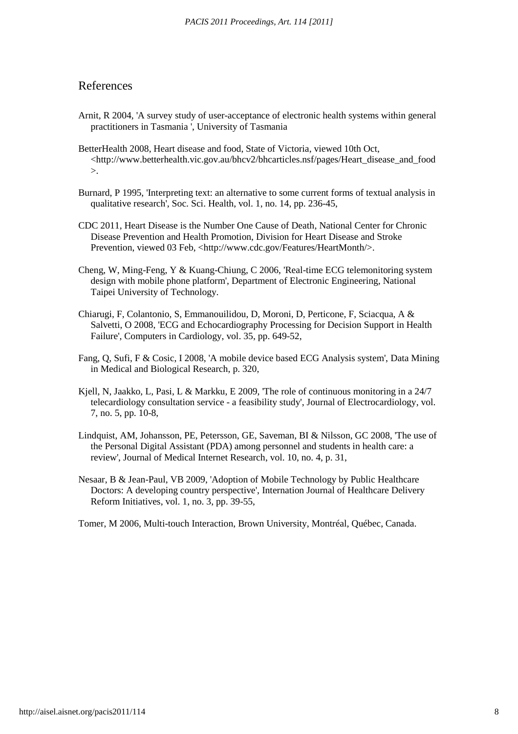# References

Arnit, R 2004, 'A survey study of user-acceptance of electronic health systems within general practitioners in Tasmania ', University of Tasmania

BetterHealth 2008, Heart disease and food, State of Victoria, viewed 10th Oct, <http://www.betterhealth.vic.gov.au/bhcv2/bhcarticles.nsf/pages/Heart_disease_and_food>.

Burnard, P 1995, 'Interpreting text: an alternative to some current forms of textual analysis in qualitative research', Soc. Sci. Health, vol. 1, no. 14, pp. 236-45,

CDC 2011, Heart Disease is the Number One Cause of Death, National Center for Chronic Disease Prevention and Health Promotion, Division for Heart Disease and Stroke Prevention, viewed 03 Feb, <http://www.cdc.gov/Features/HeartMonth/>.

Cheng, W, Ming-Feng, Y & Kuang-Chiung, C 2006, 'Real-time ECG telemonitoring system design with mobile phone platform', Department of Electronic Engineering, National Taipei University of Technology.

Chiarugi, F, Colantonio, S, Emmanouilidou, D, Moroni, D, Perticone, F, Sciacqua, A & Salvetti, O 2008, 'ECG and Echocardiography Processing for Decision Support in Health Failure', Computers in Cardiology, vol. 35, pp. 649-52,

Fang, Q, Sufi, F & Cosic, I 2008, 'A mobile device based ECG Analysis system', Data Mining in Medical and Biological Research, p. 320,

Kjell, N, Jaakko, L, Pasi, L & Markku, E 2009, 'The role of continuous monitoring in a 24/7 telecardiology consultation service - a feasibility study', Journal of Electrocardiology, vol. 7, no. 5, pp. 10-8,

Lindquist, AM, Johansson, PE, Petersson, GE, Saveman, BI & Nilsson, GC 2008, 'The use of the Personal Digital Assistant (PDA) among personnel and students in health care: a review', Journal of Medical Internet Research, vol. 10, no. 4, p. 31,

Nesaar, B & Jean-Paul, VB 2009, 'Adoption of Mobile Technology by Public Healthcare Doctors: A developing country perspective', Internation Journal of Healthcare Delivery Reform Initiatives, vol. 1, no. 3, pp. 39-55,

Tomer, M 2006, Multi-touch Interaction, Brown University, Montréal, Québec, Canada.